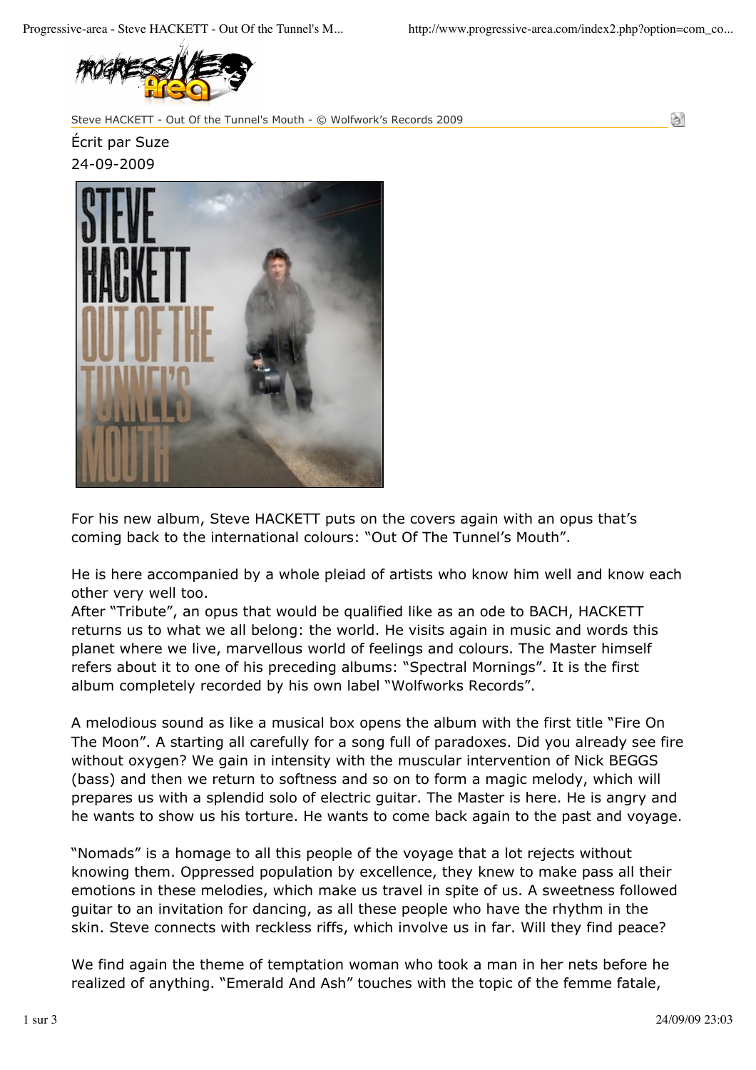Steve HACKETT - Out Of the Tunnel's Mouth - © Wolfwork's Records 2009

Écrit par Suze

24-09-2009

For his new album, Steve HACKETT puts on the covers again with an opus that's coming back to the international colours: "Out Of The Tunnel's Mouth".

He is here accompanied by a whole pleiad of artists who know him well and know each other very well too.

After "Tribute", an opus that would be qualified like as an ode to BACH, HACKETT returns us to what we all belong: the world. He visits again in music and words this planet where we live, marvellous world of feelings and colours. The Master himself refers about it to one of his preceding albums: "Spectral Mornings". It is the first album completely recorded by his own label "Wolfworks Records".

A melodious sound as like a musical box opens the album with the first title "Fire On The Moon". A starting all carefully for a song full of paradoxes. Did you already see fire without oxygen? We gain in intensity with the muscular intervention of Nick BEGGS (bass) and then we return to softness and so on to form a magic melody, which will prepares us with a splendid solo of electric guitar. The Master is here. He is angry and he wants to show us his torture. He wants to come back again to the past and voyage.

"Nomads" is a homage to all this people of the voyage that a lot rejects without knowing them. Oppressed population by excellence, they knew to make pass all their emotions in these melodies, which make us travel in spite of us. A sweetness followed guitar to an invitation for dancing, as all these people who have the rhythm in the skin. Steve connects with reckless riffs, which involve us in far. Will they find peace?

We find again the theme of temptation woman who took a man in her nets before he realized of anything. "Emerald And Ash" touches with the topic of the femme fatale,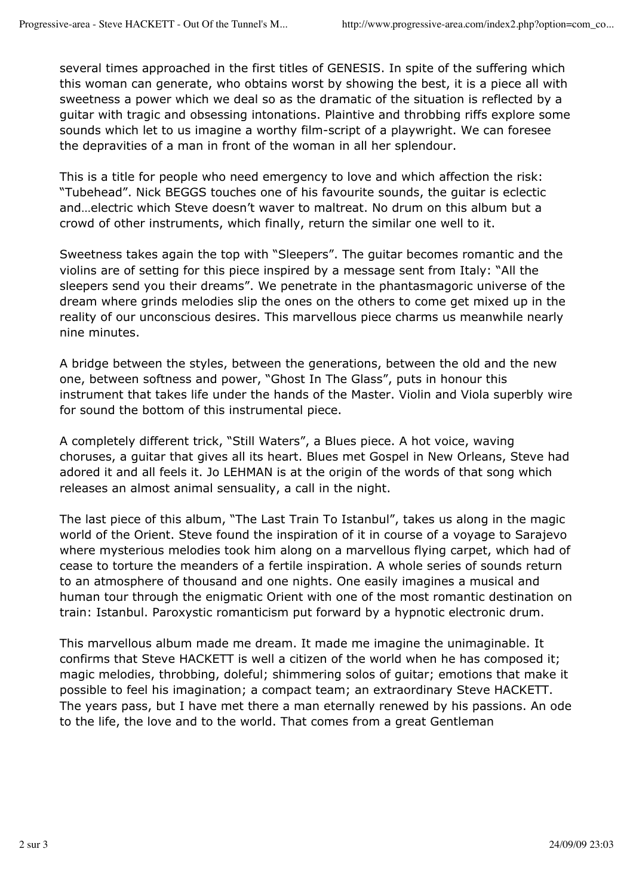several times approached in the first titles of GENESIS. In spite of the suffering which this woman can generate, who obtains worst by showing the best, it is a piece all with sweetness a power which we deal so as the dramatic of the situation is reflected by a guitar with tragic and obsessing intonations. Plaintive and throbbing riffs explore some sounds which let to us imagine a worthy film-script of a playwright. We can foresee the depravities of a man in front of the woman in all her splendour.

This is a title for people who need emergency to love and which affection the risk: "Tubehead". Nick BEGGS touches one of his favourite sounds, the guitar is eclectic and…electric which Steve doesn't waver to maltreat. No drum on this album but a crowd of other instruments, which finally, return the similar one well to it.

Sweetness takes again the top with "Sleepers". The guitar becomes romantic and the violins are of setting for this piece inspired by a message sent from Italy: "All the sleepers send you their dreams". We penetrate in the phantasmagoric universe of the dream where grinds melodies slip the ones on the others to come get mixed up in the reality of our unconscious desires. This marvellous piece charms us meanwhile nearly nine minutes.

A bridge between the styles, between the generations, between the old and the new one, between softness and power, "Ghost In The Glass", puts in honour this instrument that takes life under the hands of the Master. Violin and Viola superbly wire for sound the bottom of this instrumental piece.

A completely different trick, "Still Waters", a Blues piece. A hot voice, waving choruses, a guitar that gives all its heart. Blues met Gospel in New Orleans, Steve had adored it and all feels it. Jo LEHMAN is at the origin of the words of that song which releases an almost animal sensuality, a call in the night.

The last piece of this album, "The Last Train To Istanbul", takes us along in the magic world of the Orient. Steve found the inspiration of it in course of a voyage to Sarajevo where mysterious melodies took him along on a marvellous flying carpet, which had of cease to torture the meanders of a fertile inspiration. A whole series of sounds return to an atmosphere of thousand and one nights. One easily imagines a musical and human tour through the enigmatic Orient with one of the most romantic destination on train: Istanbul. Paroxystic romanticism put forward by a hypnotic electronic drum.

This marvellous album made me dream. It made me imagine the unimaginable. It confirms that Steve HACKETT is well a citizen of the world when he has composed it; magic melodies, throbbing, doleful; shimmering solos of guitar; emotions that make it possible to feel his imagination; a compact team; an extraordinary Steve HACKETT. The years pass, but I have met there a man eternally renewed by his passions. An ode to the life, the love and to the world. That comes from a great Gentleman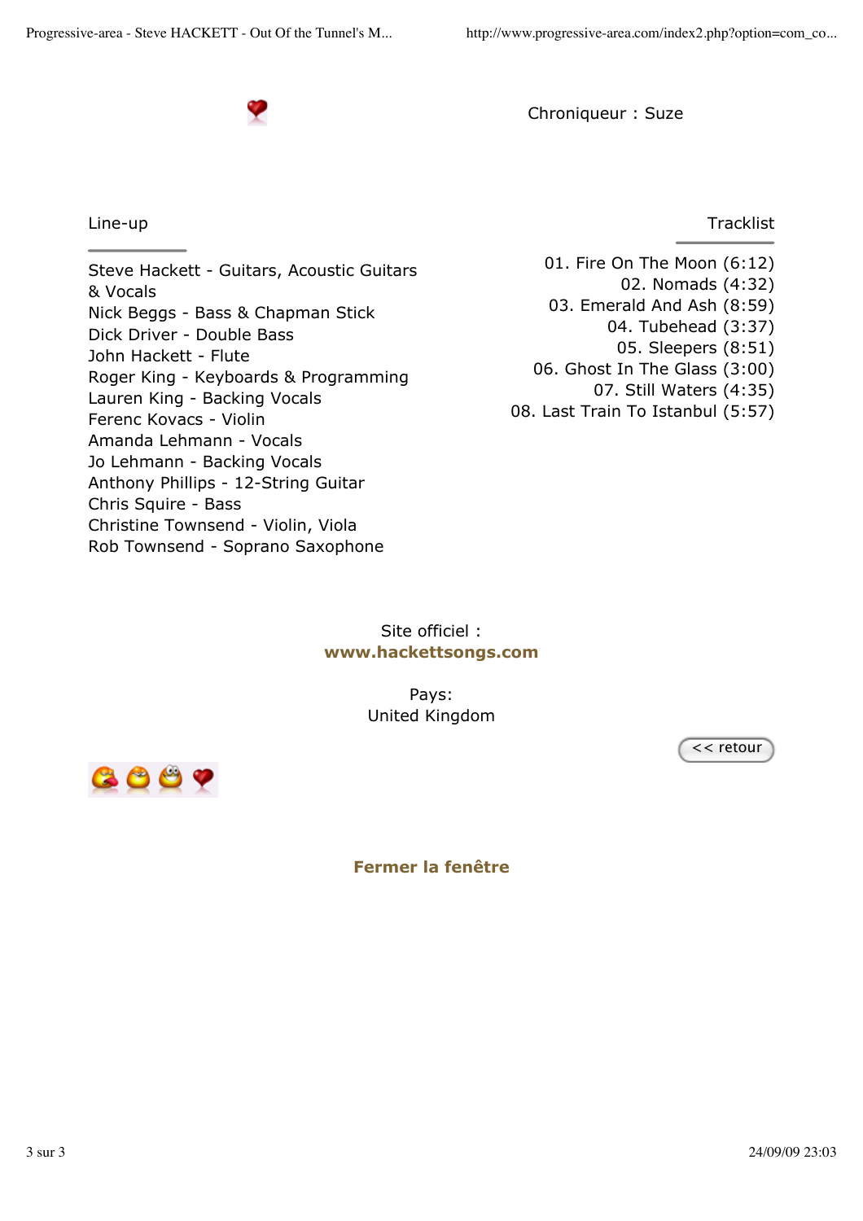Chroniqueur : Suze

## Line-up

Steve Hackett - Guitars, Acoustic Guitars & Vocals
Nick Beggs - Bass & Chapman Stick
Dick Driver - Double Bass
John Hackett - Flute
Roger King - Keyboards & Programming
Lauren King - Backing Vocals
Ferenc Kovacs - Violin
Amanda Lehmann - Vocals
Jo Lehmann - Backing Vocals
Anthony Phillips - 12-String Guitar
Chris Squire - Bass
Christine Townsend - Violin, Viola
Rob Townsend - Soprano Saxophone

## Tracklist

01. Fire On The Moon (6:12)
02. Nomads (4:32)
03. Emerald And Ash (8:59)
04. Tubehead (3:37)
05. Sleepers (8:51)
06. Ghost In The Glass (3:00)
07. Still Waters (4:35)
08. Last Train To Istanbul (5:57)

Site officiel :
**www.hackettsongs.com**

Pays:
United Kingdom

<< retour

**Fermer la fenêtre**